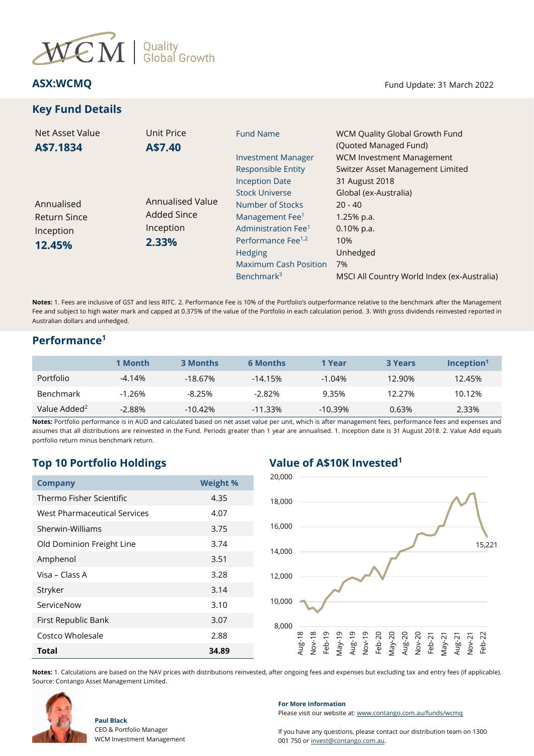WCM | Quality Global Growth

**ASX:WCMQ**

Fund Update: 31 March 2022

## Key Fund Details

Net Asset Value
**A$7.1834**

Unit Price
**A$7.40**

Annualised Return Since Inception
**12.45%**

Annualised Value Added Since Inception
**2.33%**

| | |
|---|---|
| Fund Name | WCM Quality Global Growth Fund (Quoted Managed Fund) |
| Investment Manager | WCM Investment Management |
| Responsible Entity | Switzer Asset Management Limited |
| Inception Date | 31 August 2018 |
| Stock Universe | Global (ex-Australia) |
| Number of Stocks | 20 - 40 |
| Management Fee[1] | 1.25% p.a. |
| Administration Fee[1] | 0.10% p.a. |
| Performance Fee[1,2] | 10% |
| Hedging | Unhedged |
| Maximum Cash Position | 7% |
| Benchmark[3] | MSCI All Country World Index (ex-Australia) |

**Notes:** 1. Fees are inclusive of GST and less RITC. 2. Performance Fee is 10% of the Portfolio's outperformance relative to the benchmark after the Management Fee and subject to high water mark and capped at 0.375% of the value of the Portfolio in each calculation period. 3. With gross dividends reinvested reported in Australian dollars and unhedged.

## Performance[1]

| | 1 Month | 3 Months | 6 Months | 1 Year | 3 Years | Inception[1] |
|---|---|---|---|---|---|---|
| Portfolio | -4.14% | -18.67% | -14.15% | -1.04% | 12.90% | 12.45% |
| Benchmark | -1.26% | -8.25% | -2.82% | 9.35% | 12.27% | 10.12% |
| Value Added[2] | -2.88% | -10.42% | -11.33% | -10.39% | 0.63% | 2.33% |

**Notes:** Portfolio performance is in AUD and calculated based on net asset value per unit, which is after management fees, performance fees and expenses and assumes that all distributions are reinvested in the Fund. Periods greater than 1 year are annualised. 1. Inception date is 31 August 2018. 2. Value Add equals portfolio return minus benchmark return.

## Top 10 Portfolio Holdings

| Company | Weight % |
|---|---|
| Thermo Fisher Scientific | 4.35 |
| West Pharmaceutical Services | 4.07 |
| Sherwin-Williams | 3.75 |
| Old Dominion Freight Line | 3.74 |
| Amphenol | 3.51 |
| Visa – Class A | 3.28 |
| Stryker | 3.14 |
| ServiceNow | 3.10 |
| First Republic Bank | 3.07 |
| Costco Wholesale | 2.88 |
| **Total** | **34.89** |

## Value of A$10K Invested[1]

15,221

**Notes:** 1. Calculations are based on the NAV prices with distributions reinvested, after ongoing fees and expenses but excluding tax and entry fees (if applicable). Source: Contango Asset Management Limited.

**Paul Black**
CEO & Portfolio Manager
WCM Investment Management

**For More Information**
Please visit our website at: www.contango.com.au/funds/wcmq

If you have any questions, please contact our distribution team on 1300 001 750 or invest@contango.com.au.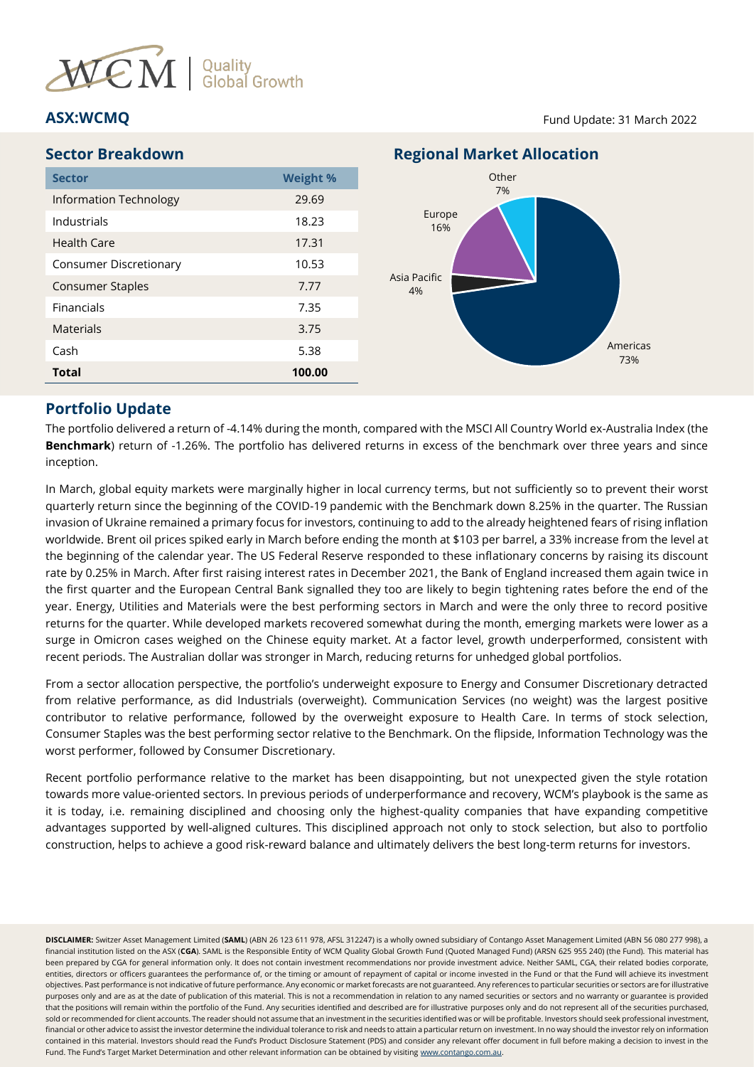WCM | Quality Global Growth

**ASX:WCMQ**

Fund Update: 31 March 2022

## Sector Breakdown

| Sector | Weight % |
|---|---|
| Information Technology | 29.69 |
| Industrials | 18.23 |
| Health Care | 17.31 |
| Consumer Discretionary | 10.53 |
| Consumer Staples | 7.77 |
| Financials | 7.35 |
| Materials | 3.75 |
| Cash | 5.38 |
| **Total** | **100.00** |

## Regional Market Allocation

Other
7%

Europe
16%

Asia Pacific
4%

Americas
73%

## Portfolio Update

The portfolio delivered a return of -4.14% during the month, compared with the MSCI All Country World ex-Australia Index (the **Benchmark**) return of -1.26%. The portfolio has delivered returns in excess of the benchmark over three years and since inception.

In March, global equity markets were marginally higher in local currency terms, but not sufficiently so to prevent their worst quarterly return since the beginning of the COVID-19 pandemic with the Benchmark down 8.25% in the quarter. The Russian invasion of Ukraine remained a primary focus for investors, continuing to add to the already heightened fears of rising inflation worldwide. Brent oil prices spiked early in March before ending the month at $103 per barrel, a 33% increase from the level at the beginning of the calendar year. The US Federal Reserve responded to these inflationary concerns by raising its discount rate by 0.25% in March. After first raising interest rates in December 2021, the Bank of England increased them again twice in the first quarter and the European Central Bank signalled they too are likely to begin tightening rates before the end of the year. Energy, Utilities and Materials were the best performing sectors in March and were the only three to record positive returns for the quarter. While developed markets recovered somewhat during the month, emerging markets were lower as a surge in Omicron cases weighed on the Chinese equity market. At a factor level, growth underperformed, consistent with recent periods. The Australian dollar was stronger in March, reducing returns for unhedged global portfolios.

From a sector allocation perspective, the portfolio's underweight exposure to Energy and Consumer Discretionary detracted from relative performance, as did Industrials (overweight). Communication Services (no weight) was the largest positive contributor to relative performance, followed by the overweight exposure to Health Care. In terms of stock selection, Consumer Staples was the best performing sector relative to the Benchmark. On the flipside, Information Technology was the worst performer, followed by Consumer Discretionary.

Recent portfolio performance relative to the market has been disappointing, but not unexpected given the style rotation towards more value-oriented sectors. In previous periods of underperformance and recovery, WCM's playbook is the same as it is today, i.e. remaining disciplined and choosing only the highest-quality companies that have expanding competitive advantages supported by well-aligned cultures. This disciplined approach not only to stock selection, but also to portfolio construction, helps to achieve a good risk-reward balance and ultimately delivers the best long-term returns for investors.

**DISCLAIMER:** Switzer Asset Management Limited (**SAML**) (ABN 26 123 611 978, AFSL 312247) is a wholly owned subsidiary of Contango Asset Management Limited (ABN 56 080 277 998), a financial institution listed on the ASX (**CGA**). SAML is the Responsible Entity of WCM Quality Global Growth Fund (Quoted Managed Fund) (ARSN 625 955 240) (the Fund). This material has been prepared by CGA for general information only. It does not contain investment recommendations nor provide investment advice. Neither SAML, CGA, their related bodies corporate, entities, directors or officers guarantees the performance of, or the timing or amount of repayment of capital or income invested in the Fund or that the Fund will achieve its investment objectives. Past performance is not indicative of future performance. Any economic or market forecasts are not guaranteed. Any references to particular securities or sectors are for illustrative purposes only and are as at the date of publication of this material. This is not a recommendation in relation to any named securities or sectors and no warranty or guarantee is provided that the positions will remain within the portfolio of the Fund. Any securities identified and described are for illustrative purposes only and do not represent all of the securities purchased, sold or recommended for client accounts. The reader should not assume that an investment in the securities identified was or will be profitable. Investors should seek professional investment, financial or other advice to assist the investor determine the individual tolerance to risk and needs to attain a particular return on investment. In no way should the investor rely on information contained in this material. Investors should read the Fund's Product Disclosure Statement (PDS) and consider any relevant offer document in full before making a decision to invest in the Fund. The Fund's Target Market Determination and other relevant information can be obtained by visiting www.contango.com.au.